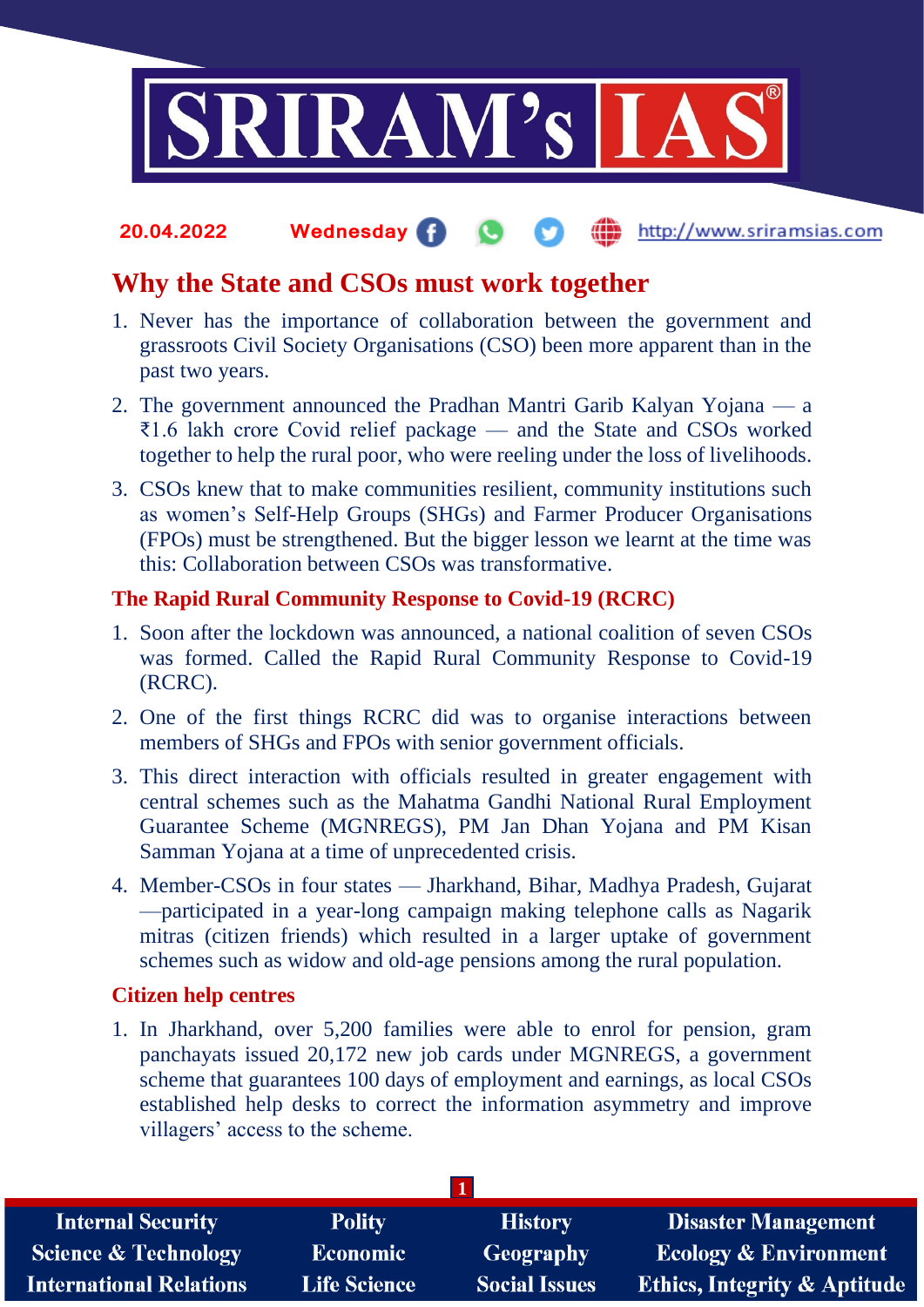20.04.2022 Wednesday http://www.sriramsias.com

# Why the State and CSOs must work together

1. Never has the importance of collaboration between the government and grassroots Civil Society Organisations (CSO) been more apparent than in the past two years.
2. The government announced the Pradhan Mantri Garib Kalyan Yojana — a ₹1.6 lakh crore Covid relief package — and the State and CSOs worked together to help the rural poor, who were reeling under the loss of livelihoods.
3. CSOs knew that to make communities resilient, community institutions such as women's Self-Help Groups (SHGs) and Farmer Producer Organisations (FPOs) must be strengthened. But the bigger lesson we learnt at the time was this: Collaboration between CSOs was transformative.

## The Rapid Rural Community Response to Covid-19 (RCRC)

1. Soon after the lockdown was announced, a national coalition of seven CSOs was formed. Called the Rapid Rural Community Response to Covid-19 (RCRC).
2. One of the first things RCRC did was to organise interactions between members of SHGs and FPOs with senior government officials.
3. This direct interaction with officials resulted in greater engagement with central schemes such as the Mahatma Gandhi National Rural Employment Guarantee Scheme (MGNREGS), PM Jan Dhan Yojana and PM Kisan Samman Yojana at a time of unprecedented crisis.
4. Member-CSOs in four states — Jharkhand, Bihar, Madhya Pradesh, Gujarat —participated in a year-long campaign making telephone calls as Nagarik mitras (citizen friends) which resulted in a larger uptake of government schemes such as widow and old-age pensions among the rural population.

## Citizen help centres

1. In Jharkhand, over 5,200 families were able to enrol for pension, gram panchayats issued 20,172 new job cards under MGNREGS, a government scheme that guarantees 100 days of employment and earnings, as local CSOs established help desks to correct the information asymmetry and improve villagers' access to the scheme.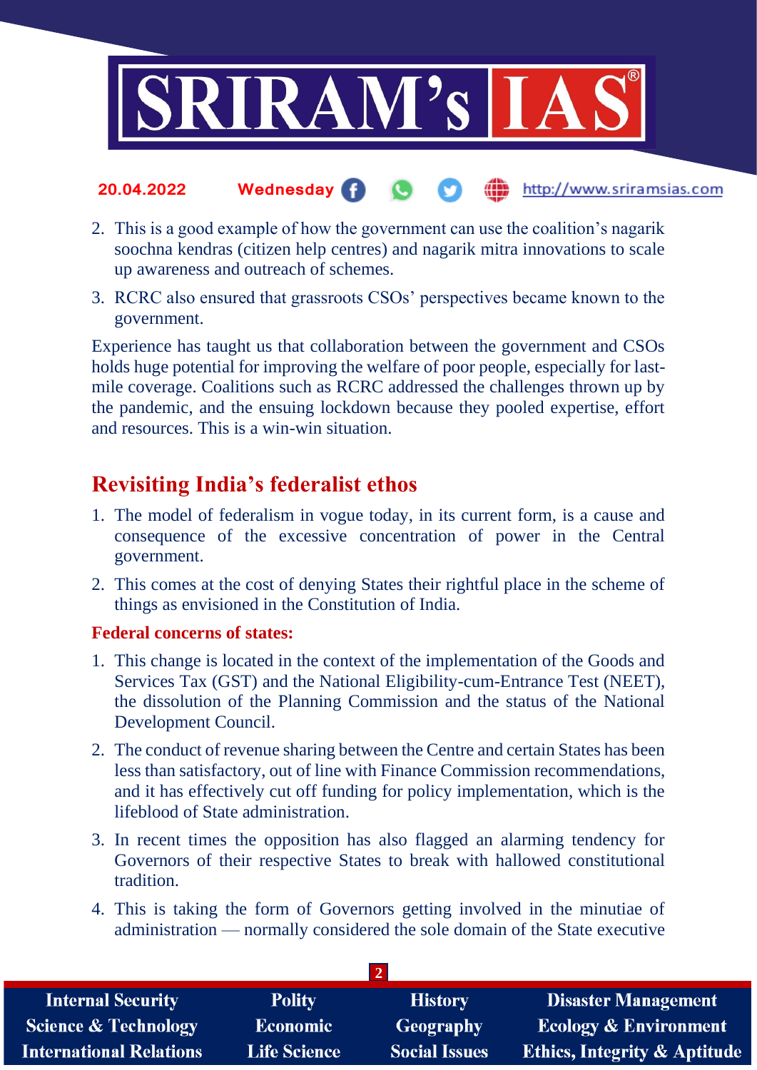2. This is a good example of how the government can use the coalition's nagarik soochna kendras (citizen help centres) and nagarik mitra innovations to scale up awareness and outreach of schemes.
3. RCRC also ensured that grassroots CSOs' perspectives became known to the government.

Experience has taught us that collaboration between the government and CSOs holds huge potential for improving the welfare of poor people, especially for last-mile coverage. Coalitions such as RCRC addressed the challenges thrown up by the pandemic, and the ensuing lockdown because they pooled expertise, effort and resources. This is a win-win situation.

## Revisiting India's federalist ethos

1. The model of federalism in vogue today, in its current form, is a cause and consequence of the excessive concentration of power in the Central government.
2. This comes at the cost of denying States their rightful place in the scheme of things as envisioned in the Constitution of India.

### Federal concerns of states:

1. This change is located in the context of the implementation of the Goods and Services Tax (GST) and the National Eligibility-cum-Entrance Test (NEET), the dissolution of the Planning Commission and the status of the National Development Council.
2. The conduct of revenue sharing between the Centre and certain States has been less than satisfactory, out of line with Finance Commission recommendations, and it has effectively cut off funding for policy implementation, which is the lifeblood of State administration.
3. In recent times the opposition has also flagged an alarming tendency for Governors of their respective States to break with hallowed constitutional tradition.
4. This is taking the form of Governors getting involved in the minutiae of administration — normally considered the sole domain of the State executive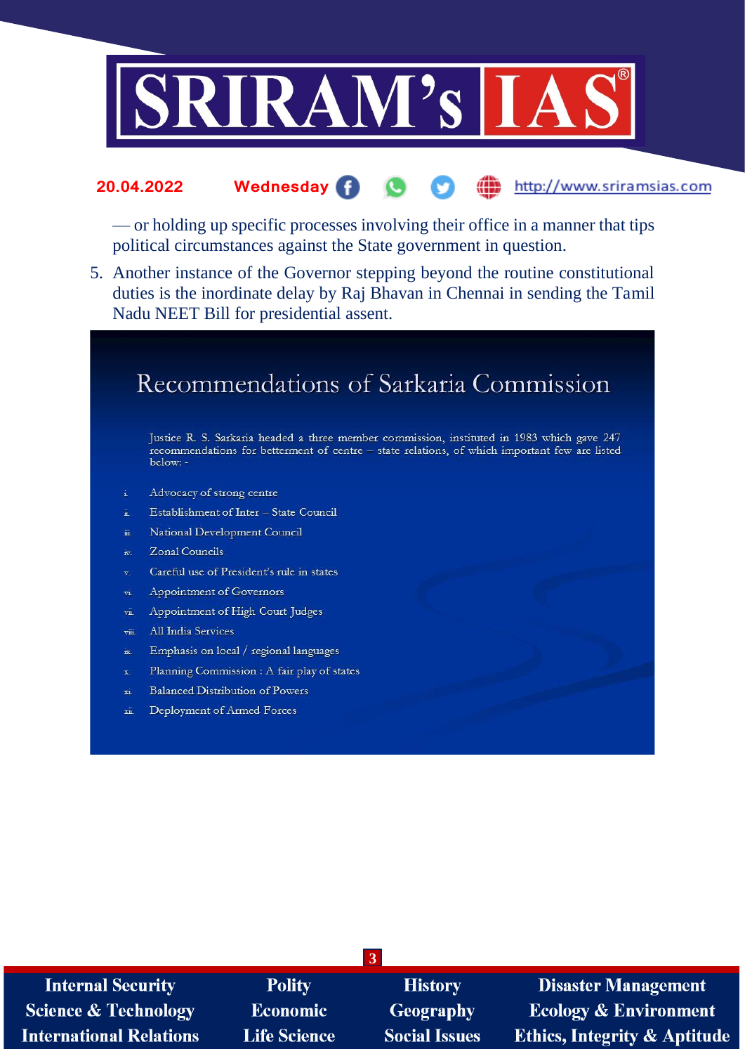— or holding up specific processes involving their office in a manner that tips political circumstances against the State government in question.

5. Another instance of the Governor stepping beyond the routine constitutional duties is the inordinate delay by Raj Bhavan in Chennai in sending the Tamil Nadu NEET Bill for presidential assent.

## Recommendations of Sarkaria Commission

Justice R. S. Sarkaria headed a three member commission, instituted in 1983 which gave 247 recommendations for betterment of centre – state relations, of which important few are listed below: -

- i. Advocacy of strong centre
- ii. Establishment of Inter – State Council
- iii. National Development Council
- iv. Zonal Councils
- v. Careful use of President's rule in states
- vi. Appointment of Governors
- vii. Appointment of High Court Judges
- viii. All India Services
- ix. Emphasis on local / regional languages
- x. Planning Commission : A fair play of states
- xi. Balanced Distribution of Powers
- xii. Deployment of Armed Forces